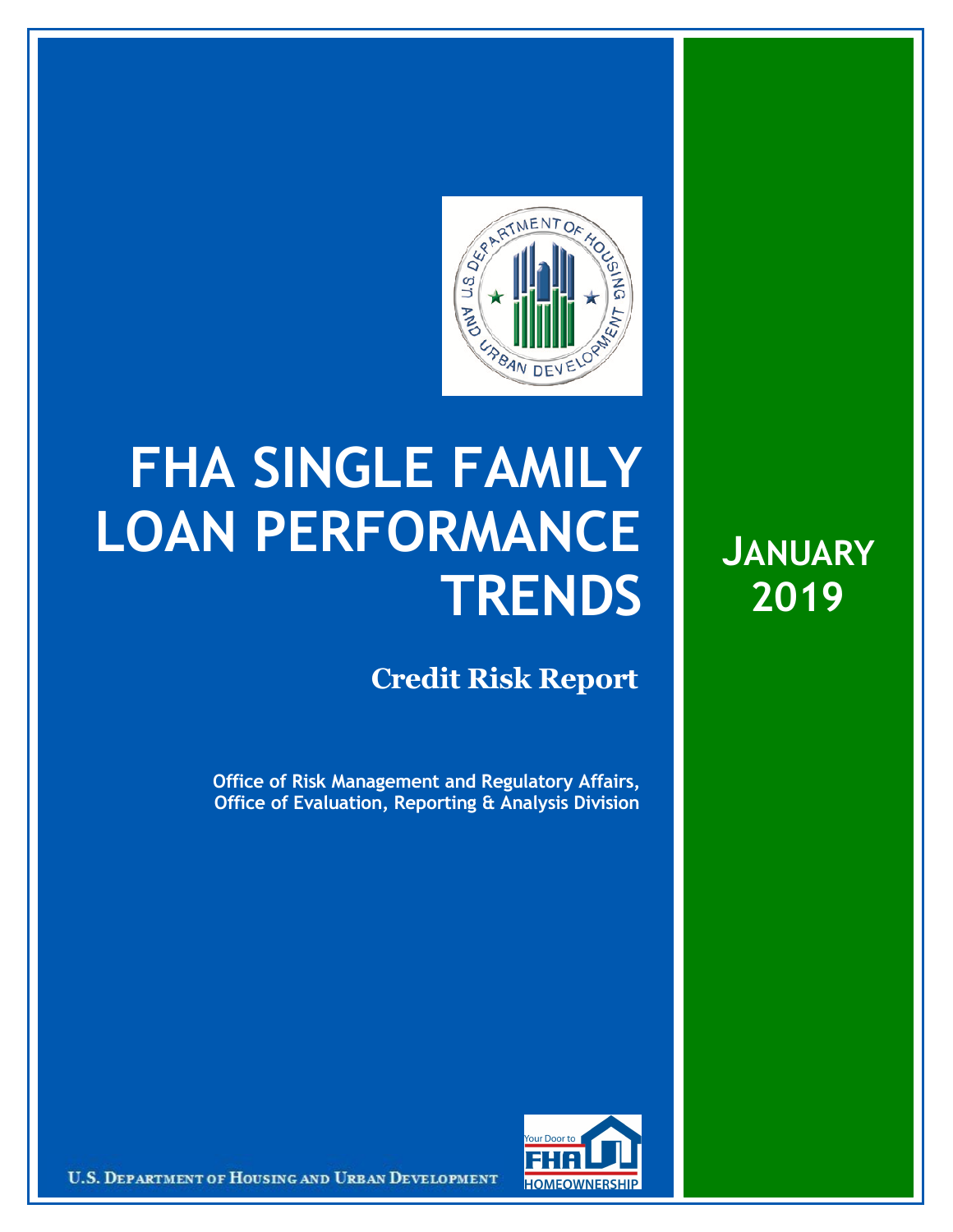# FHA SINGLE FAMILY LOAN PERFORMANCE TRENDS

## Credit Risk Report

**Office of Risk Management and Regulatory Affairs, Office of Evaluation, Reporting & Analysis Division**

**JANUARY 2019**

U.S. DEPARTMENT OF HOUSING AND URBAN DEVELOPMENT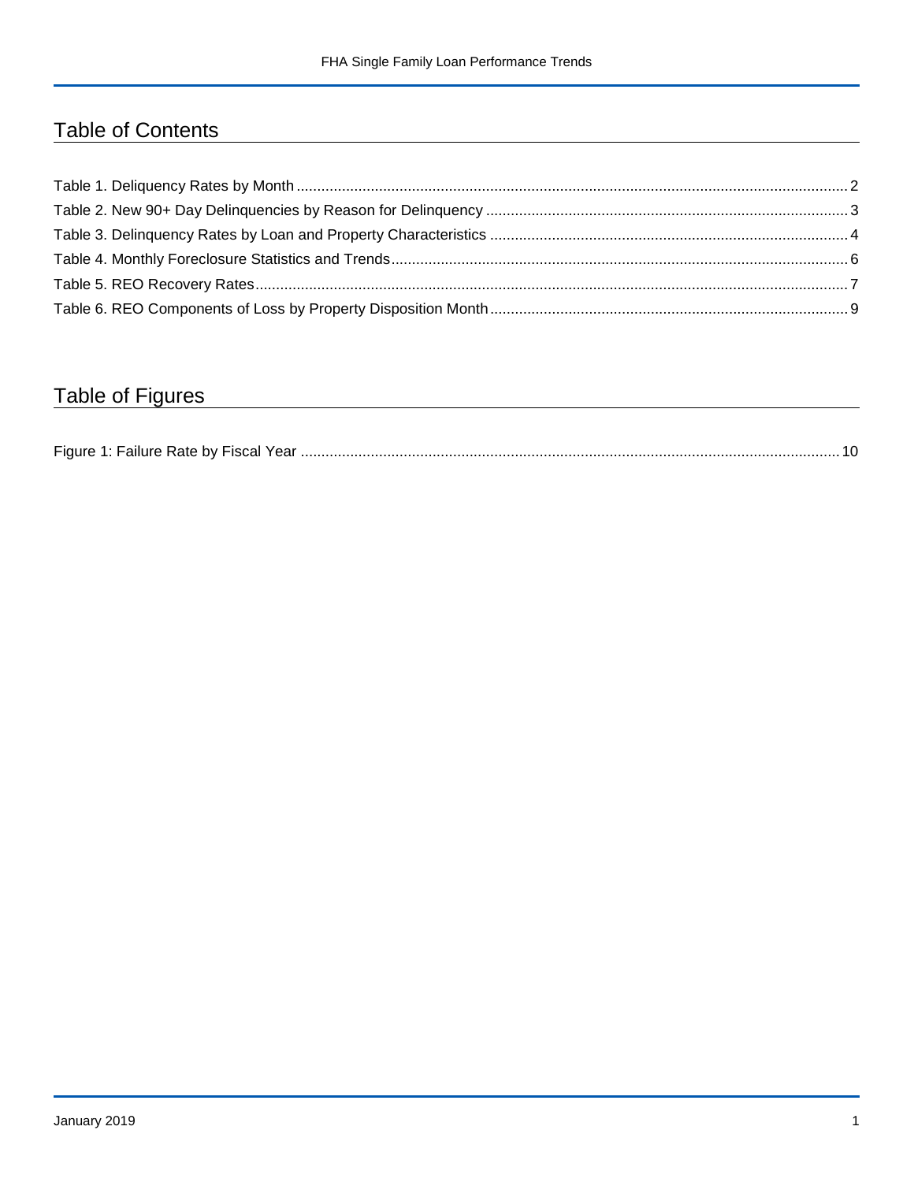## Table of Contents

Table 1. Deliquency Rates by Month ..... 2
Table 2. New 90+ Day Delinquencies by Reason for Delinquency ..... 3
Table 3. Delinquency Rates by Loan and Property Characteristics ..... 4
Table 4. Monthly Foreclosure Statistics and Trends ..... 6
Table 5. REO Recovery Rates ..... 7
Table 6. REO Components of Loss by Property Disposition Month ..... 9

## Table of Figures

Figure 1: Failure Rate by Fiscal Year ..... 10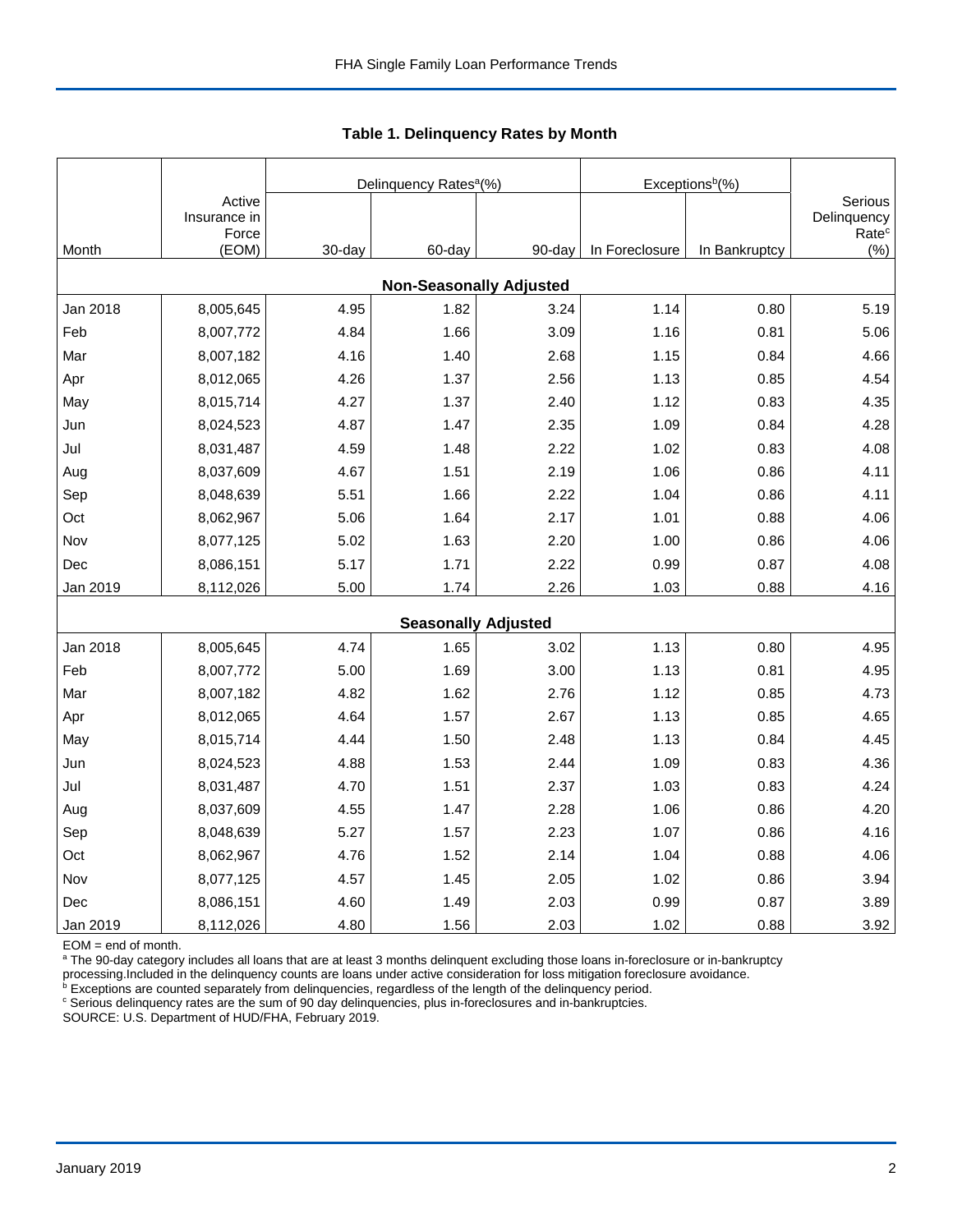### Table 1. Delinquency Rates by Month

| Month | Active Insurance in Force (EOM) | Delinquency Rates[a](%) | | | Exceptions[b](%) | | Serious Delinquency Rate[c] (%) |
|---|---|---|---|---|---|---|---|
| | | 30-day | 60-day | 90-day | In Foreclosure | In Bankruptcy | |
| **Non-Seasonally Adjusted** | | | | | | | |
| Jan 2018 | 8,005,645 | 4.95 | 1.82 | 3.24 | 1.14 | 0.80 | 5.19 |
| Feb | 8,007,772 | 4.84 | 1.66 | 3.09 | 1.16 | 0.81 | 5.06 |
| Mar | 8,007,182 | 4.16 | 1.40 | 2.68 | 1.15 | 0.84 | 4.66 |
| Apr | 8,012,065 | 4.26 | 1.37 | 2.56 | 1.13 | 0.85 | 4.54 |
| May | 8,015,714 | 4.27 | 1.37 | 2.40 | 1.12 | 0.83 | 4.35 |
| Jun | 8,024,523 | 4.87 | 1.47 | 2.35 | 1.09 | 0.84 | 4.28 |
| Jul | 8,031,487 | 4.59 | 1.48 | 2.22 | 1.02 | 0.83 | 4.08 |
| Aug | 8,037,609 | 4.67 | 1.51 | 2.19 | 1.06 | 0.86 | 4.11 |
| Sep | 8,048,639 | 5.51 | 1.66 | 2.22 | 1.04 | 0.86 | 4.11 |
| Oct | 8,062,967 | 5.06 | 1.64 | 2.17 | 1.01 | 0.88 | 4.06 |
| Nov | 8,077,125 | 5.02 | 1.63 | 2.20 | 1.00 | 0.86 | 4.06 |
| Dec | 8,086,151 | 5.17 | 1.71 | 2.22 | 0.99 | 0.87 | 4.08 |
| Jan 2019 | 8,112,026 | 5.00 | 1.74 | 2.26 | 1.03 | 0.88 | 4.16 |
| **Seasonally Adjusted** | | | | | | | |
| Jan 2018 | 8,005,645 | 4.74 | 1.65 | 3.02 | 1.13 | 0.80 | 4.95 |
| Feb | 8,007,772 | 5.00 | 1.69 | 3.00 | 1.13 | 0.81 | 4.95 |
| Mar | 8,007,182 | 4.82 | 1.62 | 2.76 | 1.12 | 0.85 | 4.73 |
| Apr | 8,012,065 | 4.64 | 1.57 | 2.67 | 1.13 | 0.85 | 4.65 |
| May | 8,015,714 | 4.44 | 1.50 | 2.48 | 1.13 | 0.84 | 4.45 |
| Jun | 8,024,523 | 4.88 | 1.53 | 2.44 | 1.09 | 0.83 | 4.36 |
| Jul | 8,031,487 | 4.70 | 1.51 | 2.37 | 1.03 | 0.83 | 4.24 |
| Aug | 8,037,609 | 4.55 | 1.47 | 2.28 | 1.06 | 0.86 | 4.20 |
| Sep | 8,048,639 | 5.27 | 1.57 | 2.23 | 1.07 | 0.86 | 4.16 |
| Oct | 8,062,967 | 4.76 | 1.52 | 2.14 | 1.04 | 0.88 | 4.06 |
| Nov | 8,077,125 | 4.57 | 1.45 | 2.05 | 1.02 | 0.86 | 3.94 |
| Dec | 8,086,151 | 4.60 | 1.49 | 2.03 | 0.99 | 0.87 | 3.89 |
| Jan 2019 | 8,112,026 | 4.80 | 1.56 | 2.03 | 1.02 | 0.88 | 3.92 |

EOM = end of month.

[a] The 90-day category includes all loans that are at least 3 months delinquent excluding those loans in-foreclosure or in-bankruptcy processing.Included in the delinquency counts are loans under active consideration for loss mitigation foreclosure avoidance.

[b] Exceptions are counted separately from delinquencies, regardless of the length of the delinquency period.

[c] Serious delinquency rates are the sum of 90 day delinquencies, plus in-foreclosures and in-bankruptcies.

SOURCE: U.S. Department of HUD/FHA, February 2019.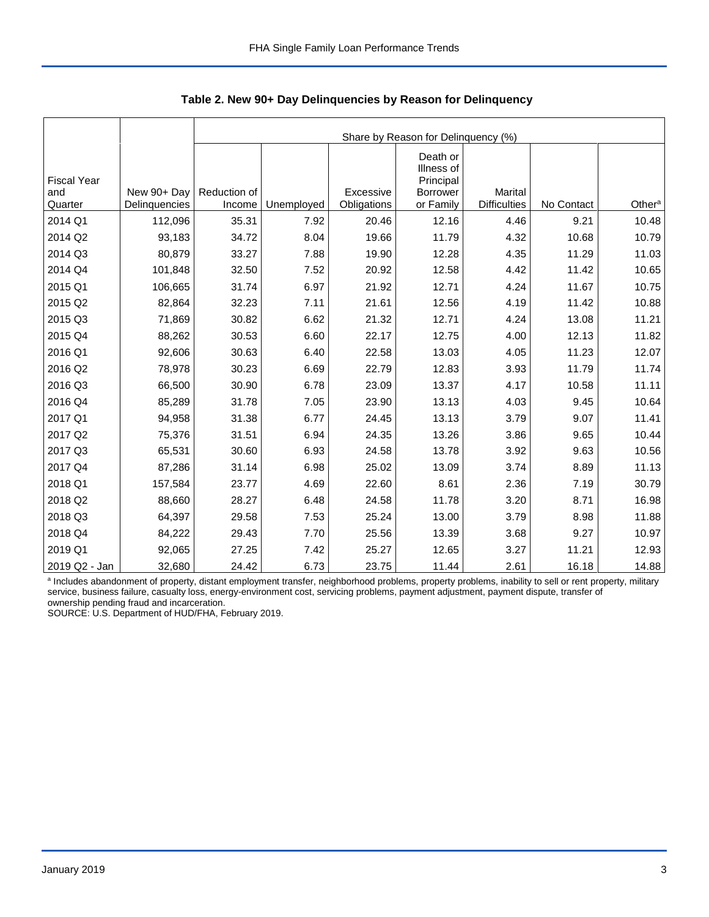**Table 2. New 90+ Day Delinquencies by Reason for Delinquency**

| Fiscal Year and Quarter | New 90+ Day Delinquencies | Share by Reason for Delinquency (%) | | | | | | |
|---|---|---|---|---|---|---|---|---|
| | | Reduction of Income | Unemployed | Excessive Obligations | Death or Illness of Principal Borrower or Family | Marital Difficulties | No Contact | Other[a] |
| 2014 Q1 | 112,096 | 35.31 | 7.92 | 20.46 | 12.16 | 4.46 | 9.21 | 10.48 |
| 2014 Q2 | 93,183 | 34.72 | 8.04 | 19.66 | 11.79 | 4.32 | 10.68 | 10.79 |
| 2014 Q3 | 80,879 | 33.27 | 7.88 | 19.90 | 12.28 | 4.35 | 11.29 | 11.03 |
| 2014 Q4 | 101,848 | 32.50 | 7.52 | 20.92 | 12.58 | 4.42 | 11.42 | 10.65 |
| 2015 Q1 | 106,665 | 31.74 | 6.97 | 21.92 | 12.71 | 4.24 | 11.67 | 10.75 |
| 2015 Q2 | 82,864 | 32.23 | 7.11 | 21.61 | 12.56 | 4.19 | 11.42 | 10.88 |
| 2015 Q3 | 71,869 | 30.82 | 6.62 | 21.32 | 12.71 | 4.24 | 13.08 | 11.21 |
| 2015 Q4 | 88,262 | 30.53 | 6.60 | 22.17 | 12.75 | 4.00 | 12.13 | 11.82 |
| 2016 Q1 | 92,606 | 30.63 | 6.40 | 22.58 | 13.03 | 4.05 | 11.23 | 12.07 |
| 2016 Q2 | 78,978 | 30.23 | 6.69 | 22.79 | 12.83 | 3.93 | 11.79 | 11.74 |
| 2016 Q3 | 66,500 | 30.90 | 6.78 | 23.09 | 13.37 | 4.17 | 10.58 | 11.11 |
| 2016 Q4 | 85,289 | 31.78 | 7.05 | 23.90 | 13.13 | 4.03 | 9.45 | 10.64 |
| 2017 Q1 | 94,958 | 31.38 | 6.77 | 24.45 | 13.13 | 3.79 | 9.07 | 11.41 |
| 2017 Q2 | 75,376 | 31.51 | 6.94 | 24.35 | 13.26 | 3.86 | 9.65 | 10.44 |
| 2017 Q3 | 65,531 | 30.60 | 6.93 | 24.58 | 13.78 | 3.92 | 9.63 | 10.56 |
| 2017 Q4 | 87,286 | 31.14 | 6.98 | 25.02 | 13.09 | 3.74 | 8.89 | 11.13 |
| 2018 Q1 | 157,584 | 23.77 | 4.69 | 22.60 | 8.61 | 2.36 | 7.19 | 30.79 |
| 2018 Q2 | 88,660 | 28.27 | 6.48 | 24.58 | 11.78 | 3.20 | 8.71 | 16.98 |
| 2018 Q3 | 64,397 | 29.58 | 7.53 | 25.24 | 13.00 | 3.79 | 8.98 | 11.88 |
| 2018 Q4 | 84,222 | 29.43 | 7.70 | 25.56 | 13.39 | 3.68 | 9.27 | 10.97 |
| 2019 Q1 | 92,065 | 27.25 | 7.42 | 25.27 | 12.65 | 3.27 | 11.21 | 12.93 |
| 2019 Q2 - Jan | 32,680 | 24.42 | 6.73 | 23.75 | 11.44 | 2.61 | 16.18 | 14.88 |

[a] Includes abandonment of property, distant employment transfer, neighborhood problems, property problems, inability to sell or rent property, military service, business failure, casualty loss, energy-environment cost, servicing problems, payment adjustment, payment dispute, transfer of ownership pending fraud and incarceration.

SOURCE: U.S. Department of HUD/FHA, February 2019.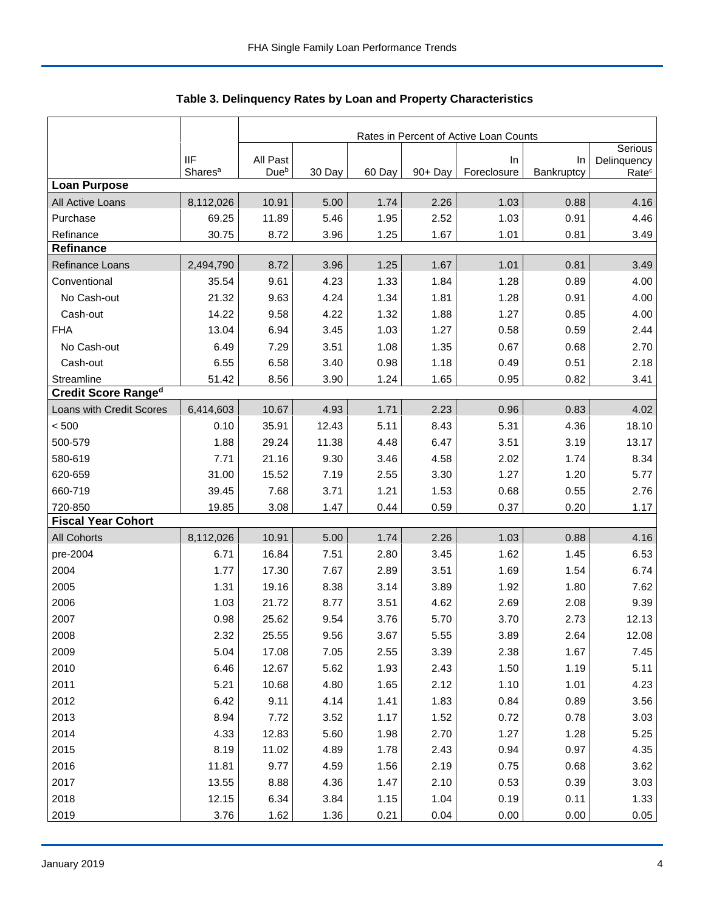## Table 3. Delinquency Rates by Loan and Property Characteristics

| | | Rates in Percent of Active Loan Counts | | | | | | |
|---|---|---|---|---|---|---|---|---|
| | IIF Shares[a] | All Past Due[b] | 30 Day | 60 Day | 90+ Day | In Foreclosure | In Bankruptcy | Serious Delinquency Rate[c] |
| **Loan Purpose** | | | | | | | | |
| All Active Loans | 8,112,026 | 10.91 | 5.00 | 1.74 | 2.26 | 1.03 | 0.88 | 4.16 |
| Purchase | 69.25 | 11.89 | 5.46 | 1.95 | 2.52 | 1.03 | 0.91 | 4.46 |
| Refinance | 30.75 | 8.72 | 3.96 | 1.25 | 1.67 | 1.01 | 0.81 | 3.49 |
| **Refinance** | | | | | | | | |
| Refinance Loans | 2,494,790 | 8.72 | 3.96 | 1.25 | 1.67 | 1.01 | 0.81 | 3.49 |
| Conventional | 35.54 | 9.61 | 4.23 | 1.33 | 1.84 | 1.28 | 0.89 | 4.00 |
| No Cash-out | 21.32 | 9.63 | 4.24 | 1.34 | 1.81 | 1.28 | 0.91 | 4.00 |
| Cash-out | 14.22 | 9.58 | 4.22 | 1.32 | 1.88 | 1.27 | 0.85 | 4.00 |
| FHA | 13.04 | 6.94 | 3.45 | 1.03 | 1.27 | 0.58 | 0.59 | 2.44 |
| No Cash-out | 6.49 | 7.29 | 3.51 | 1.08 | 1.35 | 0.67 | 0.68 | 2.70 |
| Cash-out | 6.55 | 6.58 | 3.40 | 0.98 | 1.18 | 0.49 | 0.51 | 2.18 |
| Streamline | 51.42 | 8.56 | 3.90 | 1.24 | 1.65 | 0.95 | 0.82 | 3.41 |
| **Credit Score Range[d]** | | | | | | | | |
| Loans with Credit Scores | 6,414,603 | 10.67 | 4.93 | 1.71 | 2.23 | 0.96 | 0.83 | 4.02 |
| < 500 | 0.10 | 35.91 | 12.43 | 5.11 | 8.43 | 5.31 | 4.36 | 18.10 |
| 500-579 | 1.88 | 29.24 | 11.38 | 4.48 | 6.47 | 3.51 | 3.19 | 13.17 |
| 580-619 | 7.71 | 21.16 | 9.30 | 3.46 | 4.58 | 2.02 | 1.74 | 8.34 |
| 620-659 | 31.00 | 15.52 | 7.19 | 2.55 | 3.30 | 1.27 | 1.20 | 5.77 |
| 660-719 | 39.45 | 7.68 | 3.71 | 1.21 | 1.53 | 0.68 | 0.55 | 2.76 |
| 720-850 | 19.85 | 3.08 | 1.47 | 0.44 | 0.59 | 0.37 | 0.20 | 1.17 |
| **Fiscal Year Cohort** | | | | | | | | |
| All Cohorts | 8,112,026 | 10.91 | 5.00 | 1.74 | 2.26 | 1.03 | 0.88 | 4.16 |
| pre-2004 | 6.71 | 16.84 | 7.51 | 2.80 | 3.45 | 1.62 | 1.45 | 6.53 |
| 2004 | 1.77 | 17.30 | 7.67 | 2.89 | 3.51 | 1.69 | 1.54 | 6.74 |
| 2005 | 1.31 | 19.16 | 8.38 | 3.14 | 3.89 | 1.92 | 1.80 | 7.62 |
| 2006 | 1.03 | 21.72 | 8.77 | 3.51 | 4.62 | 2.69 | 2.08 | 9.39 |
| 2007 | 0.98 | 25.62 | 9.54 | 3.76 | 5.70 | 3.70 | 2.73 | 12.13 |
| 2008 | 2.32 | 25.55 | 9.56 | 3.67 | 5.55 | 3.89 | 2.64 | 12.08 |
| 2009 | 5.04 | 17.08 | 7.05 | 2.55 | 3.39 | 2.38 | 1.67 | 7.45 |
| 2010 | 6.46 | 12.67 | 5.62 | 1.93 | 2.43 | 1.50 | 1.19 | 5.11 |
| 2011 | 5.21 | 10.68 | 4.80 | 1.65 | 2.12 | 1.10 | 1.01 | 4.23 |
| 2012 | 6.42 | 9.11 | 4.14 | 1.41 | 1.83 | 0.84 | 0.89 | 3.56 |
| 2013 | 8.94 | 7.72 | 3.52 | 1.17 | 1.52 | 0.72 | 0.78 | 3.03 |
| 2014 | 4.33 | 12.83 | 5.60 | 1.98 | 2.70 | 1.27 | 1.28 | 5.25 |
| 2015 | 8.19 | 11.02 | 4.89 | 1.78 | 2.43 | 0.94 | 0.97 | 4.35 |
| 2016 | 11.81 | 9.77 | 4.59 | 1.56 | 2.19 | 0.75 | 0.68 | 3.62 |
| 2017 | 13.55 | 8.88 | 4.36 | 1.47 | 2.10 | 0.53 | 0.39 | 3.03 |
| 2018 | 12.15 | 6.34 | 3.84 | 1.15 | 1.04 | 0.19 | 0.11 | 1.33 |
| 2019 | 3.76 | 1.62 | 1.36 | 0.21 | 0.04 | 0.00 | 0.00 | 0.05 |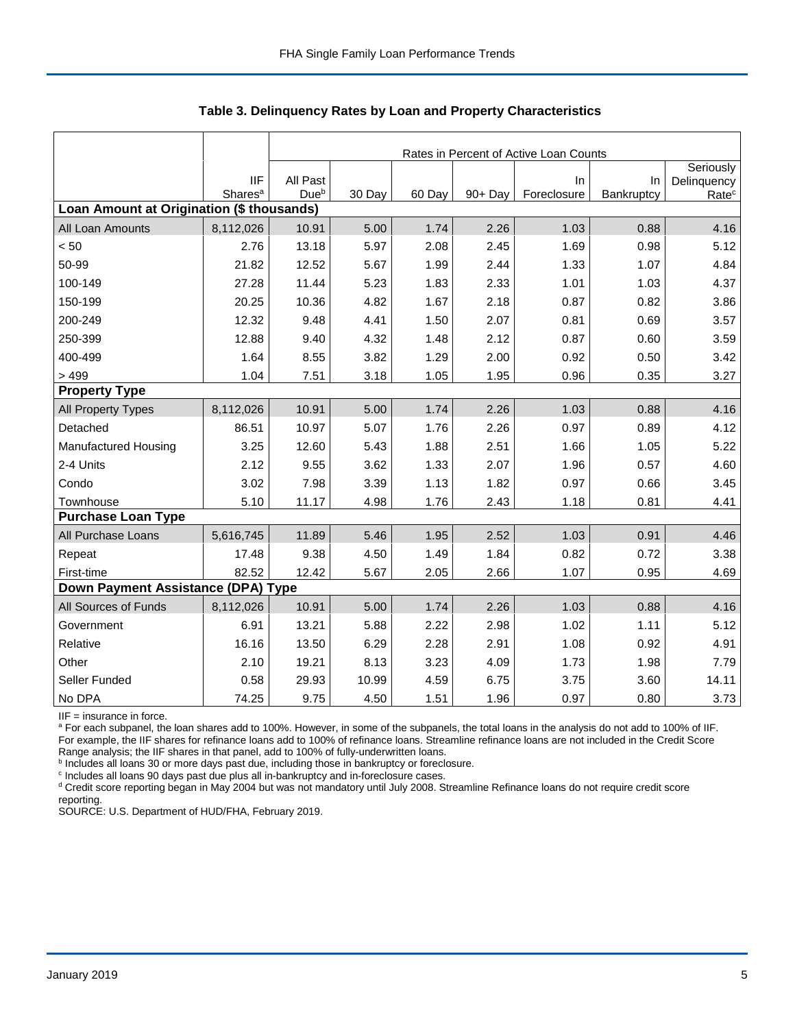### Table 3. Delinquency Rates by Loan and Property Characteristics

| | | Rates in Percent of Active Loan Counts | | | | | | |
|---|---|---|---|---|---|---|---|---|
| | IIF Shares[a] | All Past Due[b] | 30 Day | 60 Day | 90+ Day | In Foreclosure | In Bankruptcy | Seriously Delinquency Rate[c] |
| **Loan Amount at Origination ($ thousands)** | | | | | | | | |
| All Loan Amounts | 8,112,026 | 10.91 | 5.00 | 1.74 | 2.26 | 1.03 | 0.88 | 4.16 |
| < 50 | 2.76 | 13.18 | 5.97 | 2.08 | 2.45 | 1.69 | 0.98 | 5.12 |
| 50-99 | 21.82 | 12.52 | 5.67 | 1.99 | 2.44 | 1.33 | 1.07 | 4.84 |
| 100-149 | 27.28 | 11.44 | 5.23 | 1.83 | 2.33 | 1.01 | 1.03 | 4.37 |
| 150-199 | 20.25 | 10.36 | 4.82 | 1.67 | 2.18 | 0.87 | 0.82 | 3.86 |
| 200-249 | 12.32 | 9.48 | 4.41 | 1.50 | 2.07 | 0.81 | 0.69 | 3.57 |
| 250-399 | 12.88 | 9.40 | 4.32 | 1.48 | 2.12 | 0.87 | 0.60 | 3.59 |
| 400-499 | 1.64 | 8.55 | 3.82 | 1.29 | 2.00 | 0.92 | 0.50 | 3.42 |
| > 499 | 1.04 | 7.51 | 3.18 | 1.05 | 1.95 | 0.96 | 0.35 | 3.27 |
| **Property Type** | | | | | | | | |
| All Property Types | 8,112,026 | 10.91 | 5.00 | 1.74 | 2.26 | 1.03 | 0.88 | 4.16 |
| Detached | 86.51 | 10.97 | 5.07 | 1.76 | 2.26 | 0.97 | 0.89 | 4.12 |
| Manufactured Housing | 3.25 | 12.60 | 5.43 | 1.88 | 2.51 | 1.66 | 1.05 | 5.22 |
| 2-4 Units | 2.12 | 9.55 | 3.62 | 1.33 | 2.07 | 1.96 | 0.57 | 4.60 |
| Condo | 3.02 | 7.98 | 3.39 | 1.13 | 1.82 | 0.97 | 0.66 | 3.45 |
| Townhouse | 5.10 | 11.17 | 4.98 | 1.76 | 2.43 | 1.18 | 0.81 | 4.41 |
| **Purchase Loan Type** | | | | | | | | |
| All Purchase Loans | 5,616,745 | 11.89 | 5.46 | 1.95 | 2.52 | 1.03 | 0.91 | 4.46 |
| Repeat | 17.48 | 9.38 | 4.50 | 1.49 | 1.84 | 0.82 | 0.72 | 3.38 |
| First-time | 82.52 | 12.42 | 5.67 | 2.05 | 2.66 | 1.07 | 0.95 | 4.69 |
| **Down Payment Assistance (DPA) Type** | | | | | | | | |
| All Sources of Funds | 8,112,026 | 10.91 | 5.00 | 1.74 | 2.26 | 1.03 | 0.88 | 4.16 |
| Government | 6.91 | 13.21 | 5.88 | 2.22 | 2.98 | 1.02 | 1.11 | 5.12 |
| Relative | 16.16 | 13.50 | 6.29 | 2.28 | 2.91 | 1.08 | 0.92 | 4.91 |
| Other | 2.10 | 19.21 | 8.13 | 3.23 | 4.09 | 1.73 | 1.98 | 7.79 |
| Seller Funded | 0.58 | 29.93 | 10.99 | 4.59 | 6.75 | 3.75 | 3.60 | 14.11 |
| No DPA | 74.25 | 9.75 | 4.50 | 1.51 | 1.96 | 0.97 | 0.80 | 3.73 |

IIF = insurance in force.

[a] For each subpanel, the loan shares add to 100%. However, in some of the subpanels, the total loans in the analysis do not add to 100% of IIF. For example, the IIF shares for refinance loans add to 100% of refinance loans. Streamline refinance loans are not included in the Credit Score Range analysis; the IIF shares in that panel, add to 100% of fully-underwritten loans.

[b] Includes all loans 30 or more days past due, including those in bankruptcy or foreclosure.

[c] Includes all loans 90 days past due plus all in-bankruptcy and in-foreclosure cases.

[d] Credit score reporting began in May 2004 but was not mandatory until July 2008. Streamline Refinance loans do not require credit score reporting.

SOURCE: U.S. Department of HUD/FHA, February 2019.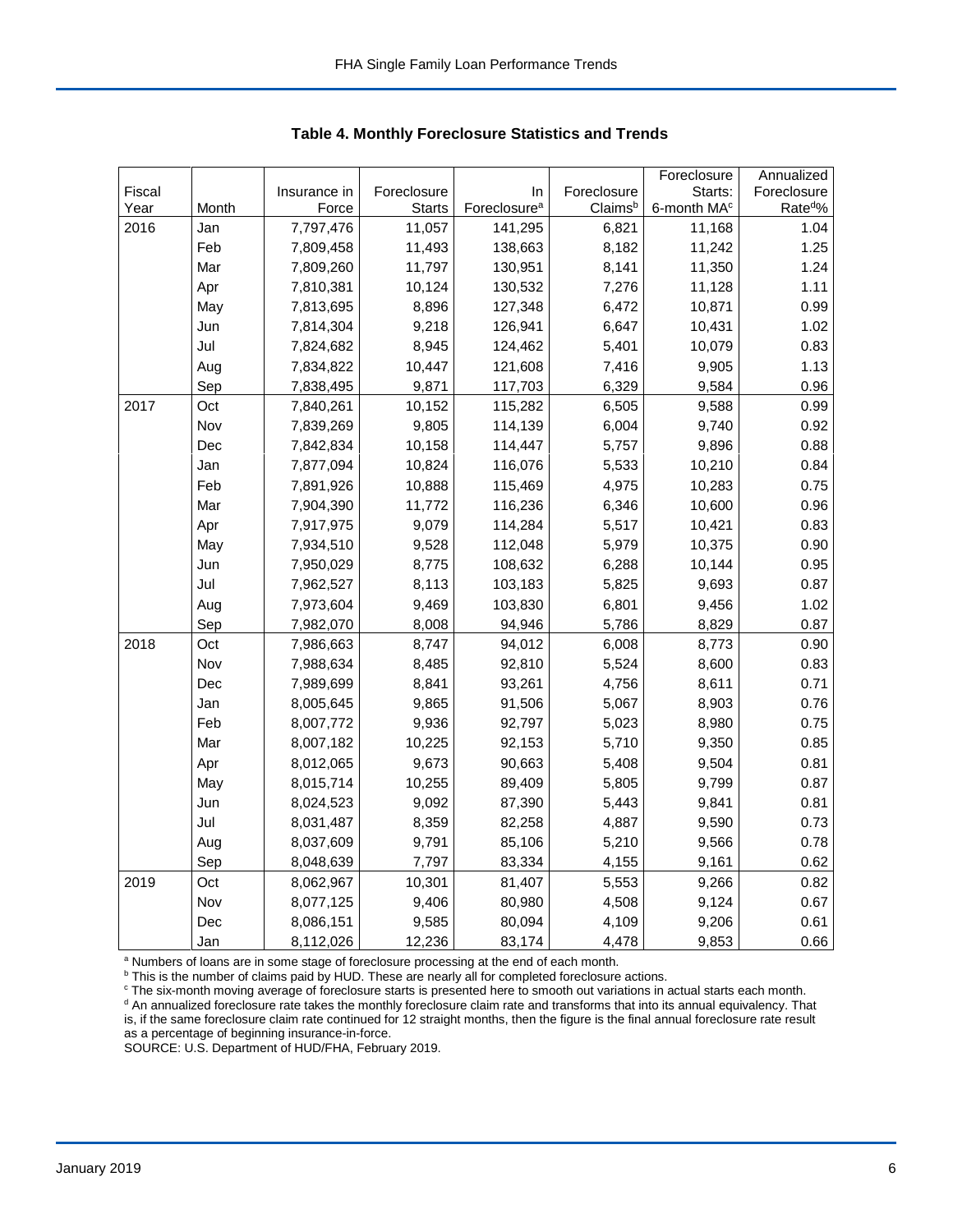### Table 4. Monthly Foreclosure Statistics and Trends

| Fiscal Year | Month | Insurance in Force | Foreclosure Starts | In Foreclosure[a] | Foreclosure Claims[b] | Foreclosure Starts: 6-month MA[c] | Annualized Foreclosure Rate[d]% |
|---|---|---|---|---|---|---|---|
| 2016 | Jan | 7,797,476 | 11,057 | 141,295 | 6,821 | 11,168 | 1.04 |
| | Feb | 7,809,458 | 11,493 | 138,663 | 8,182 | 11,242 | 1.25 |
| | Mar | 7,809,260 | 11,797 | 130,951 | 8,141 | 11,350 | 1.24 |
| | Apr | 7,810,381 | 10,124 | 130,532 | 7,276 | 11,128 | 1.11 |
| | May | 7,813,695 | 8,896 | 127,348 | 6,472 | 10,871 | 0.99 |
| | Jun | 7,814,304 | 9,218 | 126,941 | 6,647 | 10,431 | 1.02 |
| | Jul | 7,824,682 | 8,945 | 124,462 | 5,401 | 10,079 | 0.83 |
| | Aug | 7,834,822 | 10,447 | 121,608 | 7,416 | 9,905 | 1.13 |
| | Sep | 7,838,495 | 9,871 | 117,703 | 6,329 | 9,584 | 0.96 |
| 2017 | Oct | 7,840,261 | 10,152 | 115,282 | 6,505 | 9,588 | 0.99 |
| | Nov | 7,839,269 | 9,805 | 114,139 | 6,004 | 9,740 | 0.92 |
| | Dec | 7,842,834 | 10,158 | 114,447 | 5,757 | 9,896 | 0.88 |
| | Jan | 7,877,094 | 10,824 | 116,076 | 5,533 | 10,210 | 0.84 |
| | Feb | 7,891,926 | 10,888 | 115,469 | 4,975 | 10,283 | 0.75 |
| | Mar | 7,904,390 | 11,772 | 116,236 | 6,346 | 10,600 | 0.96 |
| | Apr | 7,917,975 | 9,079 | 114,284 | 5,517 | 10,421 | 0.83 |
| | May | 7,934,510 | 9,528 | 112,048 | 5,979 | 10,375 | 0.90 |
| | Jun | 7,950,029 | 8,775 | 108,632 | 6,288 | 10,144 | 0.95 |
| | Jul | 7,962,527 | 8,113 | 103,183 | 5,825 | 9,693 | 0.87 |
| | Aug | 7,973,604 | 9,469 | 103,830 | 6,801 | 9,456 | 1.02 |
| | Sep | 7,982,070 | 8,008 | 94,946 | 5,786 | 8,829 | 0.87 |
| 2018 | Oct | 7,986,663 | 8,747 | 94,012 | 6,008 | 8,773 | 0.90 |
| | Nov | 7,988,634 | 8,485 | 92,810 | 5,524 | 8,600 | 0.83 |
| | Dec | 7,989,699 | 8,841 | 93,261 | 4,756 | 8,611 | 0.71 |
| | Jan | 8,005,645 | 9,865 | 91,506 | 5,067 | 8,903 | 0.76 |
| | Feb | 8,007,772 | 9,936 | 92,797 | 5,023 | 8,980 | 0.75 |
| | Mar | 8,007,182 | 10,225 | 92,153 | 5,710 | 9,350 | 0.85 |
| | Apr | 8,012,065 | 9,673 | 90,663 | 5,408 | 9,504 | 0.81 |
| | May | 8,015,714 | 10,255 | 89,409 | 5,805 | 9,799 | 0.87 |
| | Jun | 8,024,523 | 9,092 | 87,390 | 5,443 | 9,841 | 0.81 |
| | Jul | 8,031,487 | 8,359 | 82,258 | 4,887 | 9,590 | 0.73 |
| | Aug | 8,037,609 | 9,791 | 85,106 | 5,210 | 9,566 | 0.78 |
| | Sep | 8,048,639 | 7,797 | 83,334 | 4,155 | 9,161 | 0.62 |
| 2019 | Oct | 8,062,967 | 10,301 | 81,407 | 5,553 | 9,266 | 0.82 |
| | Nov | 8,077,125 | 9,406 | 80,980 | 4,508 | 9,124 | 0.67 |
| | Dec | 8,086,151 | 9,585 | 80,094 | 4,109 | 9,206 | 0.61 |
| | Jan | 8,112,026 | 12,236 | 83,174 | 4,478 | 9,853 | 0.66 |

[a] Numbers of loans are in some stage of foreclosure processing at the end of each month.

[b] This is the number of claims paid by HUD. These are nearly all for completed foreclosure actions.

[c] The six-month moving average of foreclosure starts is presented here to smooth out variations in actual starts each month.

[d] An annualized foreclosure rate takes the monthly foreclosure claim rate and transforms that into its annual equivalency. That is, if the same foreclosure claim rate continued for 12 straight months, then the figure is the final annual foreclosure rate result as a percentage of beginning insurance-in-force.

SOURCE: U.S. Department of HUD/FHA, February 2019.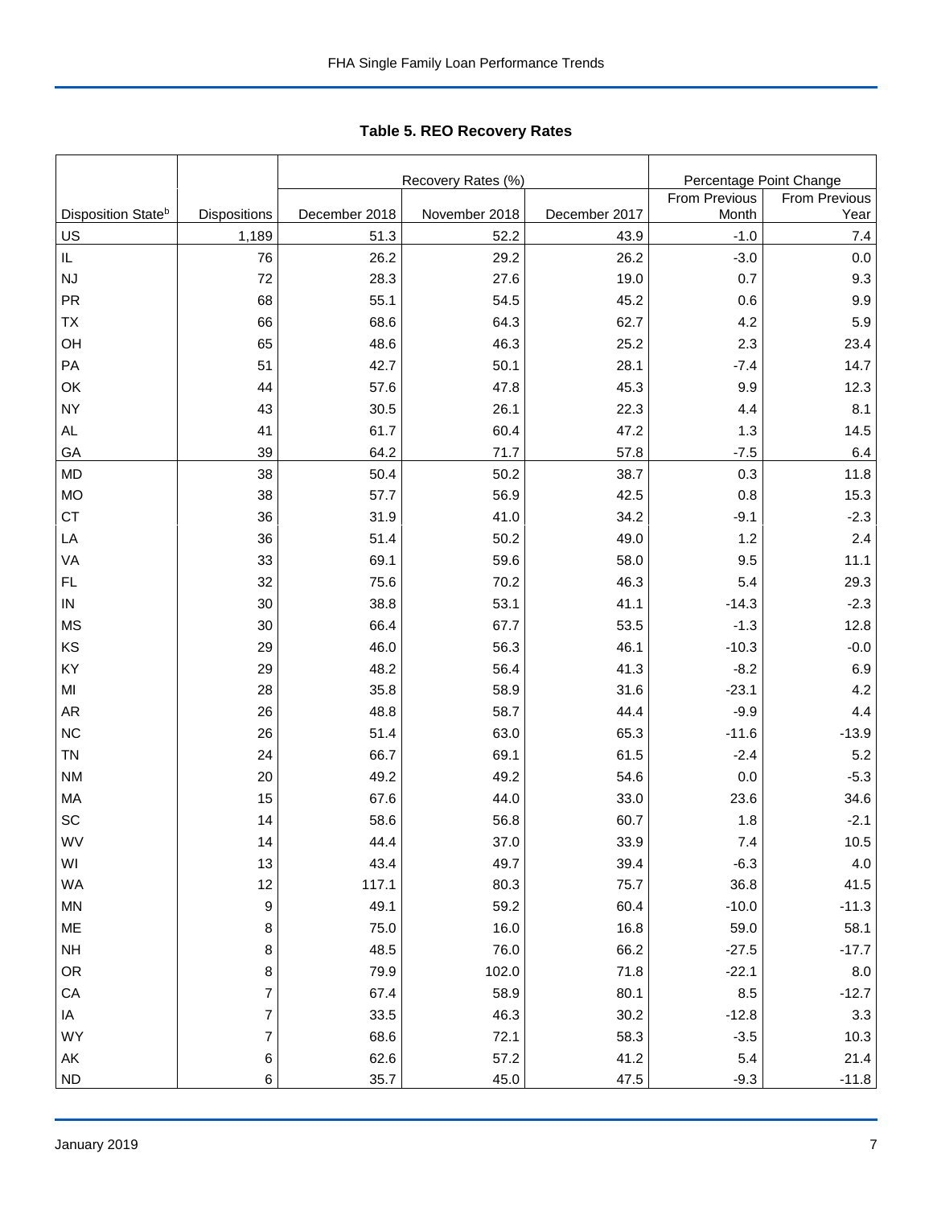# Table 5. REO Recovery Rates

| Disposition State[b] | Dispositions | Recovery Rates (%) | | | Percentage Point Change | |
|---|---|---|---|---|---|---|
| | | December 2018 | November 2018 | December 2017 | From Previous Month | From Previous Year |
| US | 1,189 | 51.3 | 52.2 | 43.9 | -1.0 | 7.4 |
| IL | 76 | 26.2 | 29.2 | 26.2 | -3.0 | 0.0 |
| NJ | 72 | 28.3 | 27.6 | 19.0 | 0.7 | 9.3 |
| PR | 68 | 55.1 | 54.5 | 45.2 | 0.6 | 9.9 |
| TX | 66 | 68.6 | 64.3 | 62.7 | 4.2 | 5.9 |
| OH | 65 | 48.6 | 46.3 | 25.2 | 2.3 | 23.4 |
| PA | 51 | 42.7 | 50.1 | 28.1 | -7.4 | 14.7 |
| OK | 44 | 57.6 | 47.8 | 45.3 | 9.9 | 12.3 |
| NY | 43 | 30.5 | 26.1 | 22.3 | 4.4 | 8.1 |
| AL | 41 | 61.7 | 60.4 | 47.2 | 1.3 | 14.5 |
| GA | 39 | 64.2 | 71.7 | 57.8 | -7.5 | 6.4 |
| MD | 38 | 50.4 | 50.2 | 38.7 | 0.3 | 11.8 |
| MO | 38 | 57.7 | 56.9 | 42.5 | 0.8 | 15.3 |
| CT | 36 | 31.9 | 41.0 | 34.2 | -9.1 | -2.3 |
| LA | 36 | 51.4 | 50.2 | 49.0 | 1.2 | 2.4 |
| VA | 33 | 69.1 | 59.6 | 58.0 | 9.5 | 11.1 |
| FL | 32 | 75.6 | 70.2 | 46.3 | 5.4 | 29.3 |
| IN | 30 | 38.8 | 53.1 | 41.1 | -14.3 | -2.3 |
| MS | 30 | 66.4 | 67.7 | 53.5 | -1.3 | 12.8 |
| KS | 29 | 46.0 | 56.3 | 46.1 | -10.3 | -0.0 |
| KY | 29 | 48.2 | 56.4 | 41.3 | -8.2 | 6.9 |
| MI | 28 | 35.8 | 58.9 | 31.6 | -23.1 | 4.2 |
| AR | 26 | 48.8 | 58.7 | 44.4 | -9.9 | 4.4 |
| NC | 26 | 51.4 | 63.0 | 65.3 | -11.6 | -13.9 |
| TN | 24 | 66.7 | 69.1 | 61.5 | -2.4 | 5.2 |
| NM | 20 | 49.2 | 49.2 | 54.6 | 0.0 | -5.3 |
| MA | 15 | 67.6 | 44.0 | 33.0 | 23.6 | 34.6 |
| SC | 14 | 58.6 | 56.8 | 60.7 | 1.8 | -2.1 |
| WV | 14 | 44.4 | 37.0 | 33.9 | 7.4 | 10.5 |
| WI | 13 | 43.4 | 49.7 | 39.4 | -6.3 | 4.0 |
| WA | 12 | 117.1 | 80.3 | 75.7 | 36.8 | 41.5 |
| MN | 9 | 49.1 | 59.2 | 60.4 | -10.0 | -11.3 |
| ME | 8 | 75.0 | 16.0 | 16.8 | 59.0 | 58.1 |
| NH | 8 | 48.5 | 76.0 | 66.2 | -27.5 | -17.7 |
| OR | 8 | 79.9 | 102.0 | 71.8 | -22.1 | 8.0 |
| CA | 7 | 67.4 | 58.9 | 80.1 | 8.5 | -12.7 |
| IA | 7 | 33.5 | 46.3 | 30.2 | -12.8 | 3.3 |
| WY | 7 | 68.6 | 72.1 | 58.3 | -3.5 | 10.3 |
| AK | 6 | 62.6 | 57.2 | 41.2 | 5.4 | 21.4 |
| ND | 6 | 35.7 | 45.0 | 47.5 | -9.3 | -11.8 |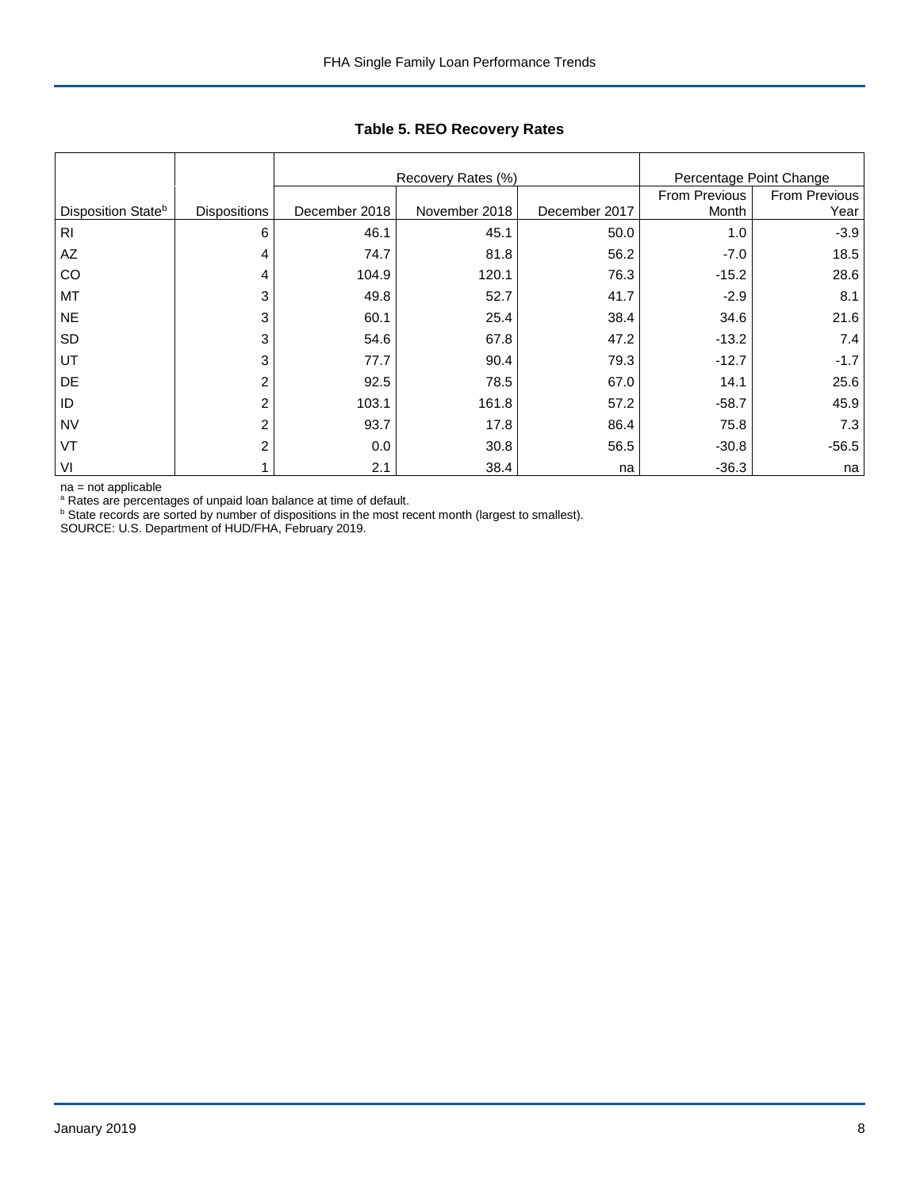**Table 5. REO Recovery Rates**

| | | Recovery Rates (%) | | | Percentage Point Change | |
|---|---|---|---|---|---|---|
| Disposition State[b] | Dispositions | December 2018 | November 2018 | December 2017 | From Previous Month | From Previous Year |
| RI | 6 | 46.1 | 45.1 | 50.0 | 1.0 | -3.9 |
| AZ | 4 | 74.7 | 81.8 | 56.2 | -7.0 | 18.5 |
| CO | 4 | 104.9 | 120.1 | 76.3 | -15.2 | 28.6 |
| MT | 3 | 49.8 | 52.7 | 41.7 | -2.9 | 8.1 |
| NE | 3 | 60.1 | 25.4 | 38.4 | 34.6 | 21.6 |
| SD | 3 | 54.6 | 67.8 | 47.2 | -13.2 | 7.4 |
| UT | 3 | 77.7 | 90.4 | 79.3 | -12.7 | -1.7 |
| DE | 2 | 92.5 | 78.5 | 67.0 | 14.1 | 25.6 |
| ID | 2 | 103.1 | 161.8 | 57.2 | -58.7 | 45.9 |
| NV | 2 | 93.7 | 17.8 | 86.4 | 75.8 | 7.3 |
| VT | 2 | 0.0 | 30.8 | 56.5 | -30.8 | -56.5 |
| VI | 1 | 2.1 | 38.4 | na | -36.3 | na |

na = not applicable

[a] Rates are percentages of unpaid loan balance at time of default.

[b] State records are sorted by number of dispositions in the most recent month (largest to smallest).

SOURCE: U.S. Department of HUD/FHA, February 2019.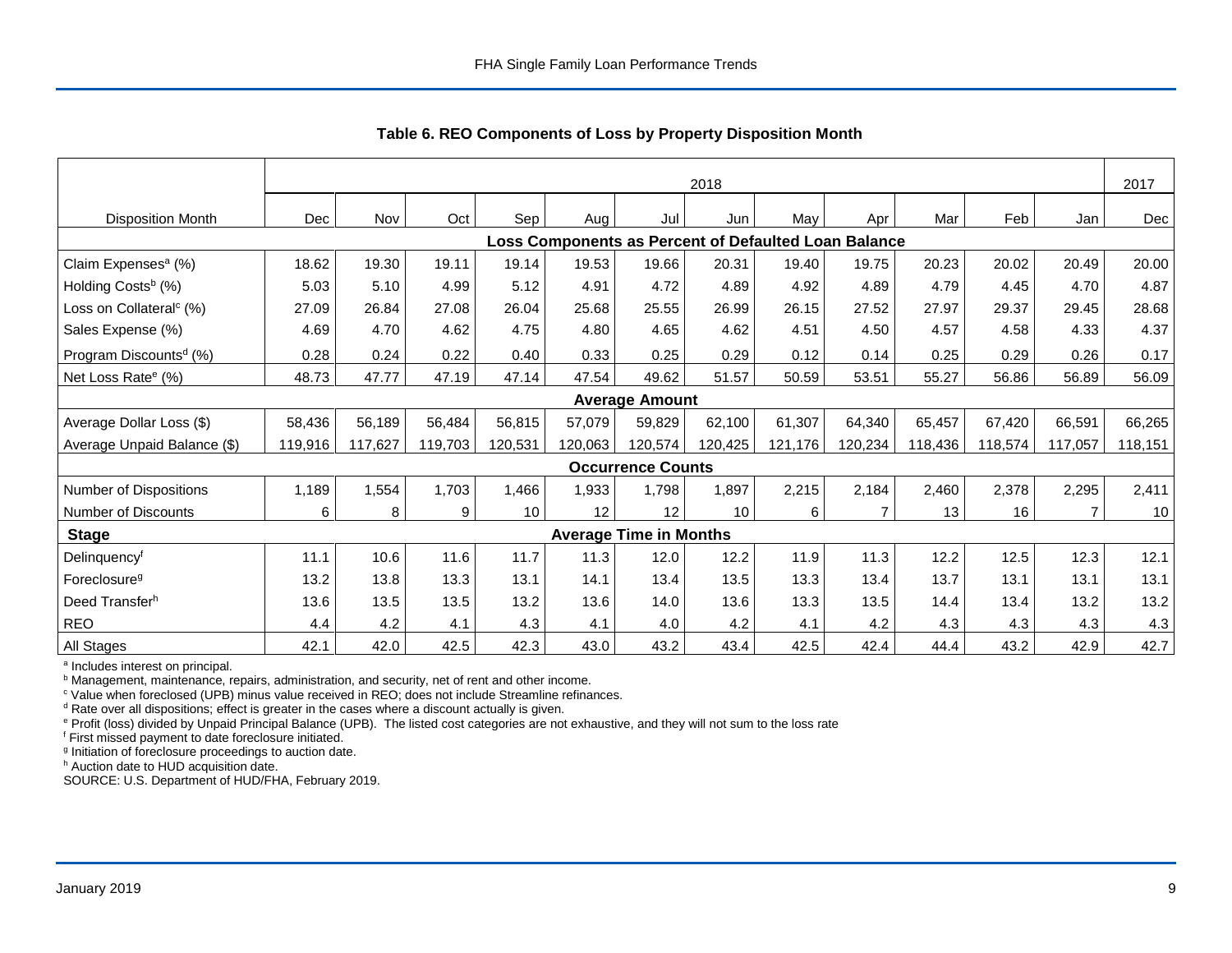### Table 6. REO Components of Loss by Property Disposition Month

| | 2018 | | | | | | | | | | | | 2017 |
|---|---|---|---|---|---|---|---|---|---|---|---|---|---|
| Disposition Month | Dec | Nov | Oct | Sep | Aug | Jul | Jun | May | Apr | Mar | Feb | Jan | Dec |
| **Loss Components as Percent of Defaulted Loan Balance** | | | | | | | | | | | | | |
| Claim Expenses[a] (%) | 18.62 | 19.30 | 19.11 | 19.14 | 19.53 | 19.66 | 20.31 | 19.40 | 19.75 | 20.23 | 20.02 | 20.49 | 20.00 |
| Holding Costs[b] (%) | 5.03 | 5.10 | 4.99 | 5.12 | 4.91 | 4.72 | 4.89 | 4.92 | 4.89 | 4.79 | 4.45 | 4.70 | 4.87 |
| Loss on Collateral[c] (%) | 27.09 | 26.84 | 27.08 | 26.04 | 25.68 | 25.55 | 26.99 | 26.15 | 27.52 | 27.97 | 29.37 | 29.45 | 28.68 |
| Sales Expense (%) | 4.69 | 4.70 | 4.62 | 4.75 | 4.80 | 4.65 | 4.62 | 4.51 | 4.50 | 4.57 | 4.58 | 4.33 | 4.37 |
| Program Discounts[d] (%) | 0.28 | 0.24 | 0.22 | 0.40 | 0.33 | 0.25 | 0.29 | 0.12 | 0.14 | 0.25 | 0.29 | 0.26 | 0.17 |
| Net Loss Rate[e] (%) | 48.73 | 47.77 | 47.19 | 47.14 | 47.54 | 49.62 | 51.57 | 50.59 | 53.51 | 55.27 | 56.86 | 56.89 | 56.09 |
| **Average Amount** | | | | | | | | | | | | | |
| Average Dollar Loss ($) | 58,436 | 56,189 | 56,484 | 56,815 | 57,079 | 59,829 | 62,100 | 61,307 | 64,340 | 65,457 | 67,420 | 66,591 | 66,265 |
| Average Unpaid Balance ($) | 119,916 | 117,627 | 119,703 | 120,531 | 120,063 | 120,574 | 120,425 | 121,176 | 120,234 | 118,436 | 118,574 | 117,057 | 118,151 |
| **Occurrence Counts** | | | | | | | | | | | | | |
| Number of Dispositions | 1,189 | 1,554 | 1,703 | 1,466 | 1,933 | 1,798 | 1,897 | 2,215 | 2,184 | 2,460 | 2,378 | 2,295 | 2,411 |
| Number of Discounts | 6 | 8 | 9 | 10 | 12 | 12 | 10 | 6 | 7 | 13 | 16 | 7 | 10 |
| **Stage** | **Average Time in Months** | | | | | | | | | | | | |
| Delinquency[f] | 11.1 | 10.6 | 11.6 | 11.7 | 11.3 | 12.0 | 12.2 | 11.9 | 11.3 | 12.2 | 12.5 | 12.3 | 12.1 |
| Foreclosure[g] | 13.2 | 13.8 | 13.3 | 13.1 | 14.1 | 13.4 | 13.5 | 13.3 | 13.4 | 13.7 | 13.1 | 13.1 | 13.1 |
| Deed Transfer[h] | 13.6 | 13.5 | 13.5 | 13.2 | 13.6 | 14.0 | 13.6 | 13.3 | 13.5 | 14.4 | 13.4 | 13.2 | 13.2 |
| REO | 4.4 | 4.2 | 4.1 | 4.3 | 4.1 | 4.0 | 4.2 | 4.1 | 4.2 | 4.3 | 4.3 | 4.3 | 4.3 |
| All Stages | 42.1 | 42.0 | 42.5 | 42.3 | 43.0 | 43.2 | 43.4 | 42.5 | 42.4 | 44.4 | 43.2 | 42.9 | 42.7 |

[a] Includes interest on principal.
[b] Management, maintenance, repairs, administration, and security, net of rent and other income.
[c] Value when foreclosed (UPB) minus value received in REO; does not include Streamline refinances.
[d] Rate over all dispositions; effect is greater in the cases where a discount actually is given.
[e] Profit (loss) divided by Unpaid Principal Balance (UPB). The listed cost categories are not exhaustive, and they will not sum to the loss rate
[f] First missed payment to date foreclosure initiated.
[g] Initiation of foreclosure proceedings to auction date.
[h] Auction date to HUD acquisition date.
SOURCE: U.S. Department of HUD/FHA, February 2019.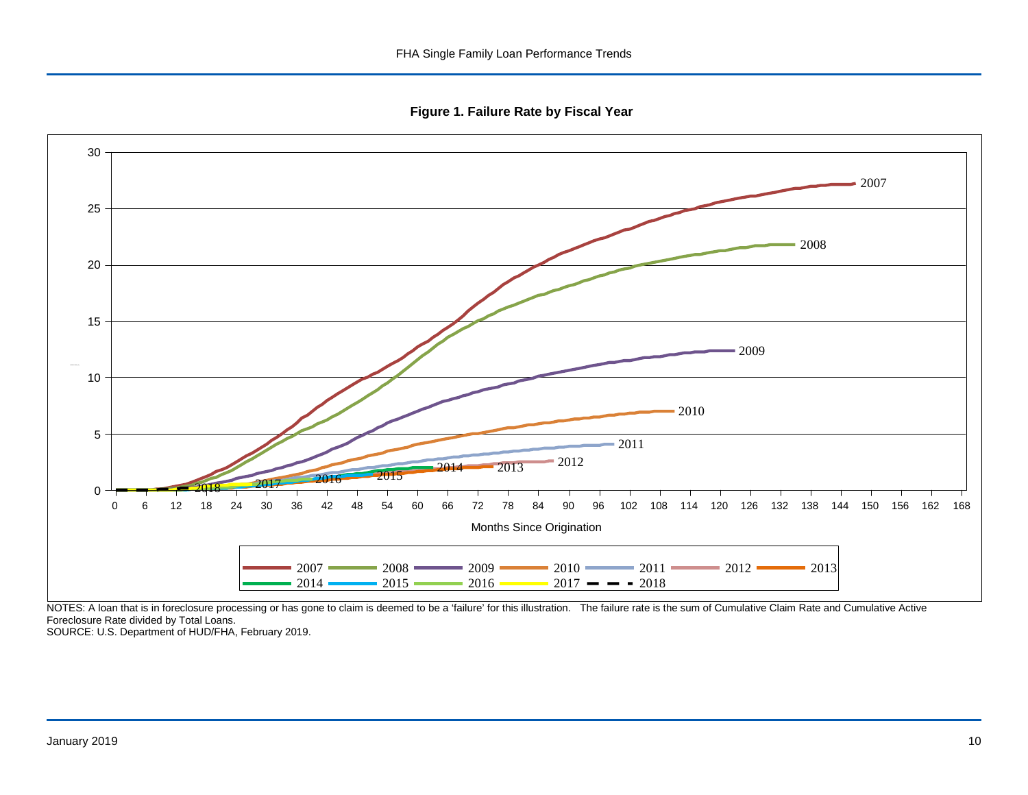**Figure 1. Failure Rate by Fiscal Year**

30
25
20
15
10
5
0

0 6 12 18 24 30 36 42 48 54 60 66 72 78 84 90 96 102 108 114 120 126 132 138 144 150 156 162 168

Months Since Origination

2007
2008
2009
2010
2011
2012
2013
2014
2015
2016
2017
2018

2007 2008 2009 2010 2011 2012 2013
2014 2015 2016 2017 2018

NOTES: A loan that is in foreclosure processing or has gone to claim is deemed to be a 'failure' for this illustration. The failure rate is the sum of Cumulative Claim Rate and Cumulative Active Foreclosure Rate divided by Total Loans.
SOURCE: U.S. Department of HUD/FHA, February 2019.